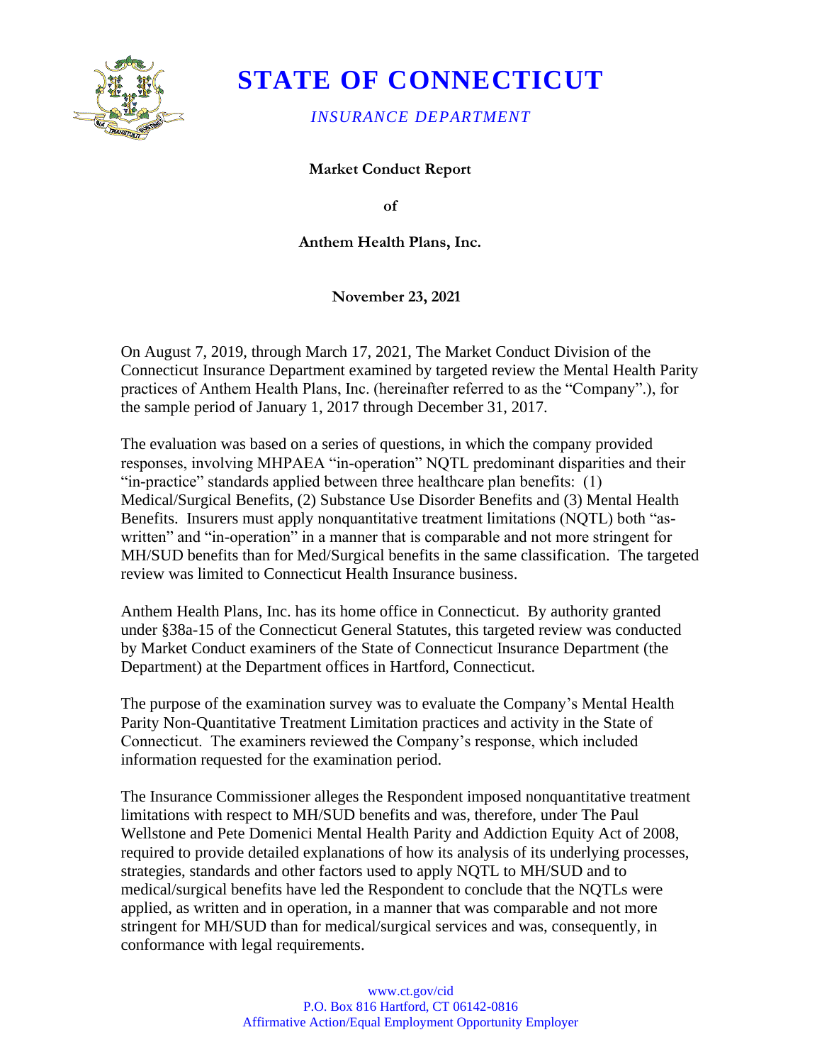# STATE OF CONNECTICUT

*INSURANCE DEPARTMENT*

**Market Conduct Report**

**of**

**Anthem Health Plans, Inc.**

**November 23, 2021**

On August 7, 2019, through March 17, 2021, The Market Conduct Division of the Connecticut Insurance Department examined by targeted review the Mental Health Parity practices of Anthem Health Plans, Inc. (hereinafter referred to as the "Company".), for the sample period of January 1, 2017 through December 31, 2017.

The evaluation was based on a series of questions, in which the company provided responses, involving MHPAEA "in-operation" NQTL predominant disparities and their "in-practice" standards applied between three healthcare plan benefits: (1) Medical/Surgical Benefits, (2) Substance Use Disorder Benefits and (3) Mental Health Benefits. Insurers must apply nonquantitative treatment limitations (NQTL) both "as-written" and "in-operation" in a manner that is comparable and not more stringent for MH/SUD benefits than for Med/Surgical benefits in the same classification. The targeted review was limited to Connecticut Health Insurance business.

Anthem Health Plans, Inc. has its home office in Connecticut. By authority granted under §38a-15 of the Connecticut General Statutes, this targeted review was conducted by Market Conduct examiners of the State of Connecticut Insurance Department (the Department) at the Department offices in Hartford, Connecticut.

The purpose of the examination survey was to evaluate the Company's Mental Health Parity Non-Quantitative Treatment Limitation practices and activity in the State of Connecticut. The examiners reviewed the Company's response, which included information requested for the examination period.

The Insurance Commissioner alleges the Respondent imposed nonquantitative treatment limitations with respect to MH/SUD benefits and was, therefore, under The Paul Wellstone and Pete Domenici Mental Health Parity and Addiction Equity Act of 2008, required to provide detailed explanations of how its analysis of its underlying processes, strategies, standards and other factors used to apply NQTL to MH/SUD and to medical/surgical benefits have led the Respondent to conclude that the NQTLs were applied, as written and in operation, in a manner that was comparable and not more stringent for MH/SUD than for medical/surgical services and was, consequently, in conformance with legal requirements.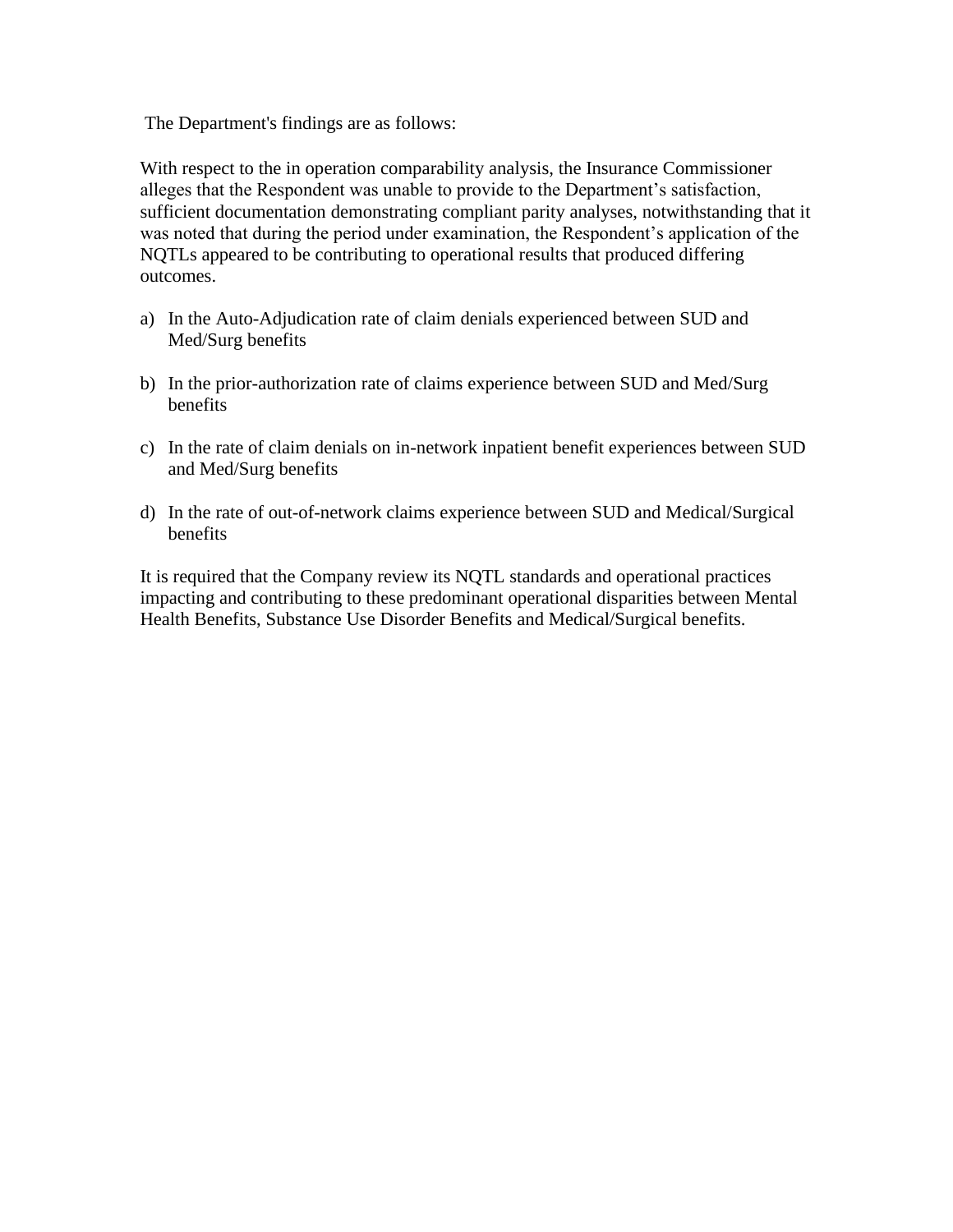The Department's findings are as follows:

With respect to the in operation comparability analysis, the Insurance Commissioner alleges that the Respondent was unable to provide to the Department's satisfaction, sufficient documentation demonstrating compliant parity analyses, notwithstanding that it was noted that during the period under examination, the Respondent's application of the NQTLs appeared to be contributing to operational results that produced differing outcomes.

a) In the Auto-Adjudication rate of claim denials experienced between SUD and Med/Surg benefits

b) In the prior-authorization rate of claims experience between SUD and Med/Surg benefits

c) In the rate of claim denials on in-network inpatient benefit experiences between SUD and Med/Surg benefits

d) In the rate of out-of-network claims experience between SUD and Medical/Surgical benefits

It is required that the Company review its NQTL standards and operational practices impacting and contributing to these predominant operational disparities between Mental Health Benefits, Substance Use Disorder Benefits and Medical/Surgical benefits.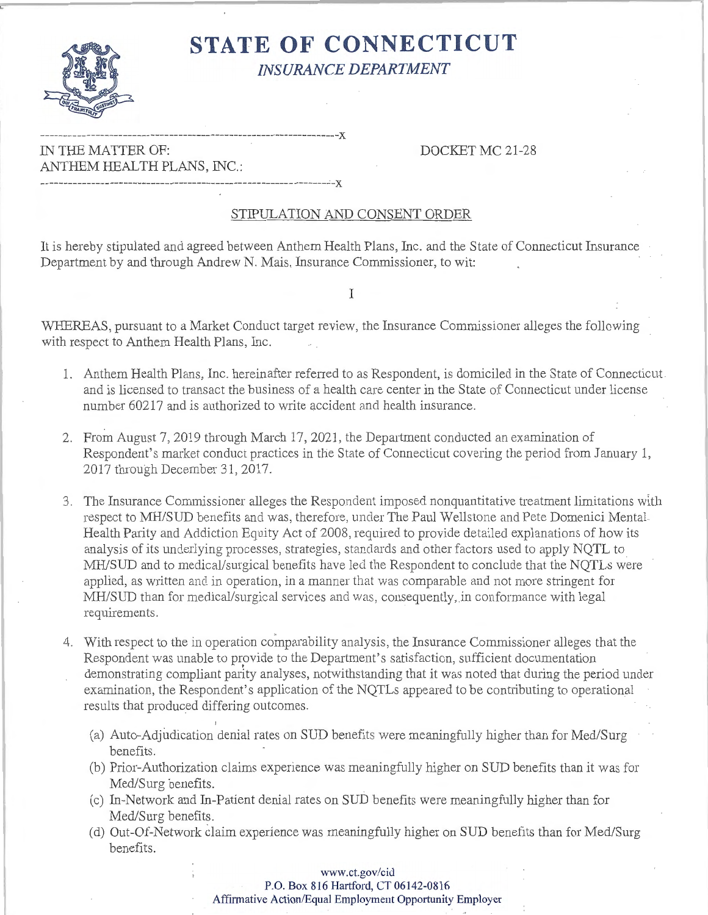# STATE OF CONNECTICUT

*INSURANCE DEPARTMENT*

---------------------------------------------------------------x

IN THE MATTER OF:
ANTHEM HEALTH PLANS, INC.:

DOCKET MC 21-28

---------------------------------------------------------------x

## STIPULATION AND CONSENT ORDER

It is hereby stipulated and agreed between Anthem Health Plans, Inc. and the State of Connecticut Insurance Department by and through Andrew N. Mais, Insurance Commissioner, to wit:

I

WHEREAS, pursuant to a Market Conduct target review, the Insurance Commissioner alleges the following with respect to Anthem Health Plans, Inc.

1. Anthem Health Plans, Inc. hereinafter referred to as Respondent, is domiciled in the State of Connecticut and is licensed to transact the business of a health care center in the State of Connecticut under license number 60217 and is authorized to write accident and health insurance.

2. From August 7, 2019 through March 17, 2021, the Department conducted an examination of Respondent's market conduct practices in the State of Connecticut covering the period from January 1, 2017 through December 31, 2017.

3. The Insurance Commissioner alleges the Respondent imposed nonquantitative treatment limitations with respect to MH/SUD benefits and was, therefore, under The Paul Wellstone and Pete Domenici Mental Health Parity and Addiction Equity Act of 2008, required to provide detailed explanations of how its analysis of its underlying processes, strategies, standards and other factors used to apply NQTL to MH/SUD and to medical/surgical benefits have led the Respondent to conclude that the NQTLs were applied, as written and in operation, in a manner that was comparable and not more stringent for MH/SUD than for medical/surgical services and was, consequently, in conformance with legal requirements.

4. With respect to the in operation comparability analysis, the Insurance Commissioner alleges that the Respondent was unable to provide to the Department's satisfaction, sufficient documentation demonstrating compliant parity analyses, notwithstanding that it was noted that during the period under examination, the Respondent's application of the NQTLs appeared to be contributing to operational results that produced differing outcomes.

   (a) Auto-Adjudication denial rates on SUD benefits were meaningfully higher than for Med/Surg benefits.
   (b) Prior-Authorization claims experience was meaningfully higher on SUD benefits than it was for Med/Surg benefits.
   (c) In-Network and In-Patient denial rates on SUD benefits were meaningfully higher than for Med/Surg benefits.
   (d) Out-Of-Network claim experience was meaningfully higher on SUD benefits than for Med/Surg benefits.

www.ct.gov/cid
P.O. Box 816 Hartford, CT 06142-0816
Affirmative Action/Equal Employment Opportunity Employer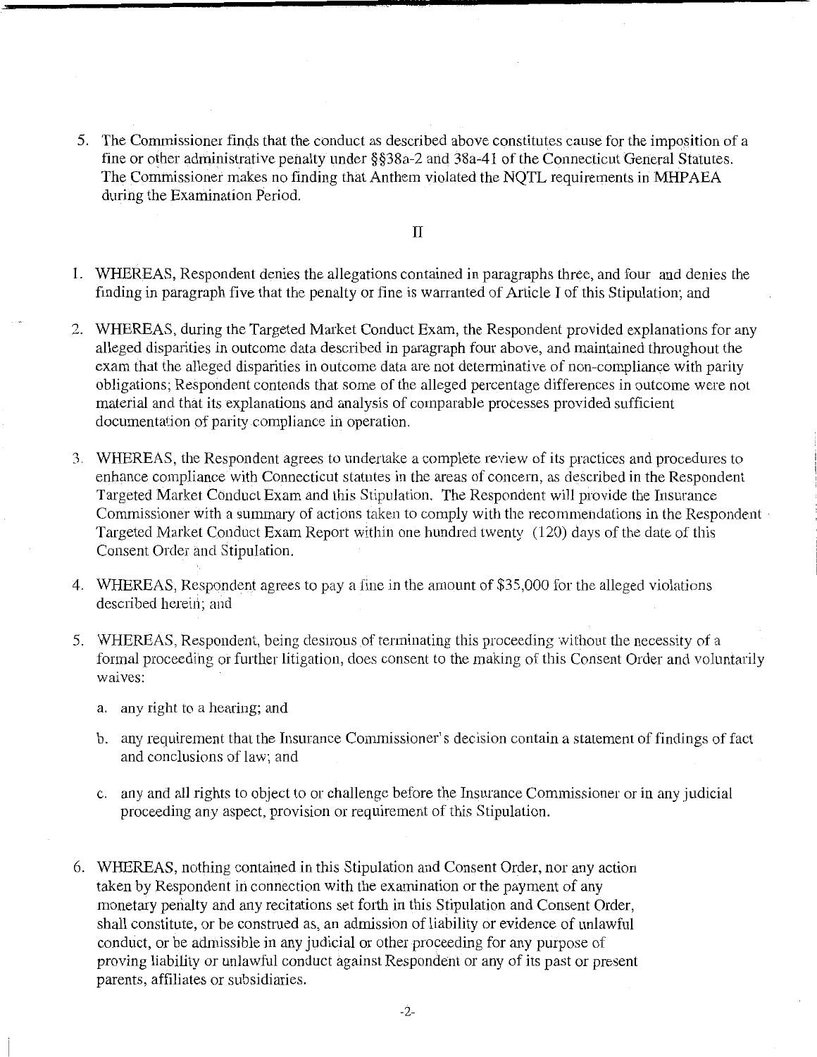5. The Commissioner finds that the conduct as described above constitutes cause for the imposition of a fine or other administrative penalty under §§38a-2 and 38a-41 of the Connecticut General Statutes. The Commissioner makes no finding that Anthem violated the NQTL requirements in MHPAEA during the Examination Period.

II

1. WHEREAS, Respondent denies the allegations contained in paragraphs three, and four and denies the finding in paragraph five that the penalty or fine is warranted of Article I of this Stipulation; and

2. WHEREAS, during the Targeted Market Conduct Exam, the Respondent provided explanations for any alleged disparities in outcome data described in paragraph four above, and maintained throughout the exam that the alleged disparities in outcome data are not determinative of non-compliance with parity obligations; Respondent contends that some of the alleged percentage differences in outcome were not material and that its explanations and analysis of comparable processes provided sufficient documentation of parity compliance in operation.

3. WHEREAS, the Respondent agrees to undertake a complete review of its practices and procedures to enhance compliance with Connecticut statutes in the areas of concern, as described in the Respondent Targeted Market Conduct Exam and this Stipulation. The Respondent will provide the Insurance Commissioner with a summary of actions taken to comply with the recommendations in the Respondent Targeted Market Conduct Exam Report within one hundred twenty (120) days of the date of this Consent Order and Stipulation.

4. WHEREAS, Respondent agrees to pay a fine in the amount of $35,000 for the alleged violations described herein; and

5. WHEREAS, Respondent, being desirous of terminating this proceeding without the necessity of a formal proceeding or further litigation, does consent to the making of this Consent Order and voluntarily waives:

   a. any right to a hearing; and

   b. any requirement that the Insurance Commissioner's decision contain a statement of findings of fact and conclusions of law; and

   c. any and all rights to object to or challenge before the Insurance Commissioner or in any judicial proceeding any aspect, provision or requirement of this Stipulation.

6. WHEREAS, nothing contained in this Stipulation and Consent Order, nor any action taken by Respondent in connection with the examination or the payment of any monetary penalty and any recitations set forth in this Stipulation and Consent Order, shall constitute, or be construed as, an admission of liability or evidence of unlawful conduct, or be admissible in any judicial or other proceeding for any purpose of proving liability or unlawful conduct against Respondent or any of its past or present parents, affiliates or subsidiaries.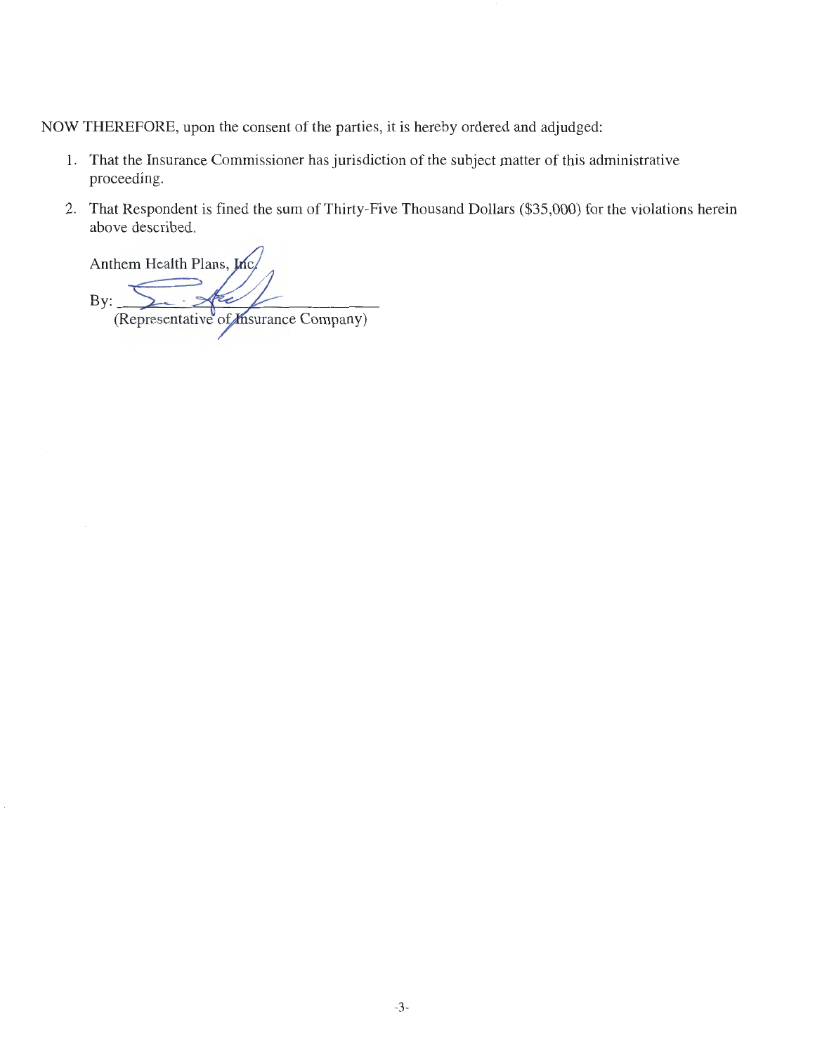NOW THEREFORE, upon the consent of the parties, it is hereby ordered and adjudged:

1. That the Insurance Commissioner has jurisdiction of the subject matter of this administrative proceeding.
2. That Respondent is fined the sum of Thirty-Five Thousand Dollars ($35,000) for the violations herein above described.

Anthem Health Plans, Inc.

By: ______________________________
(Representative of Insurance Company)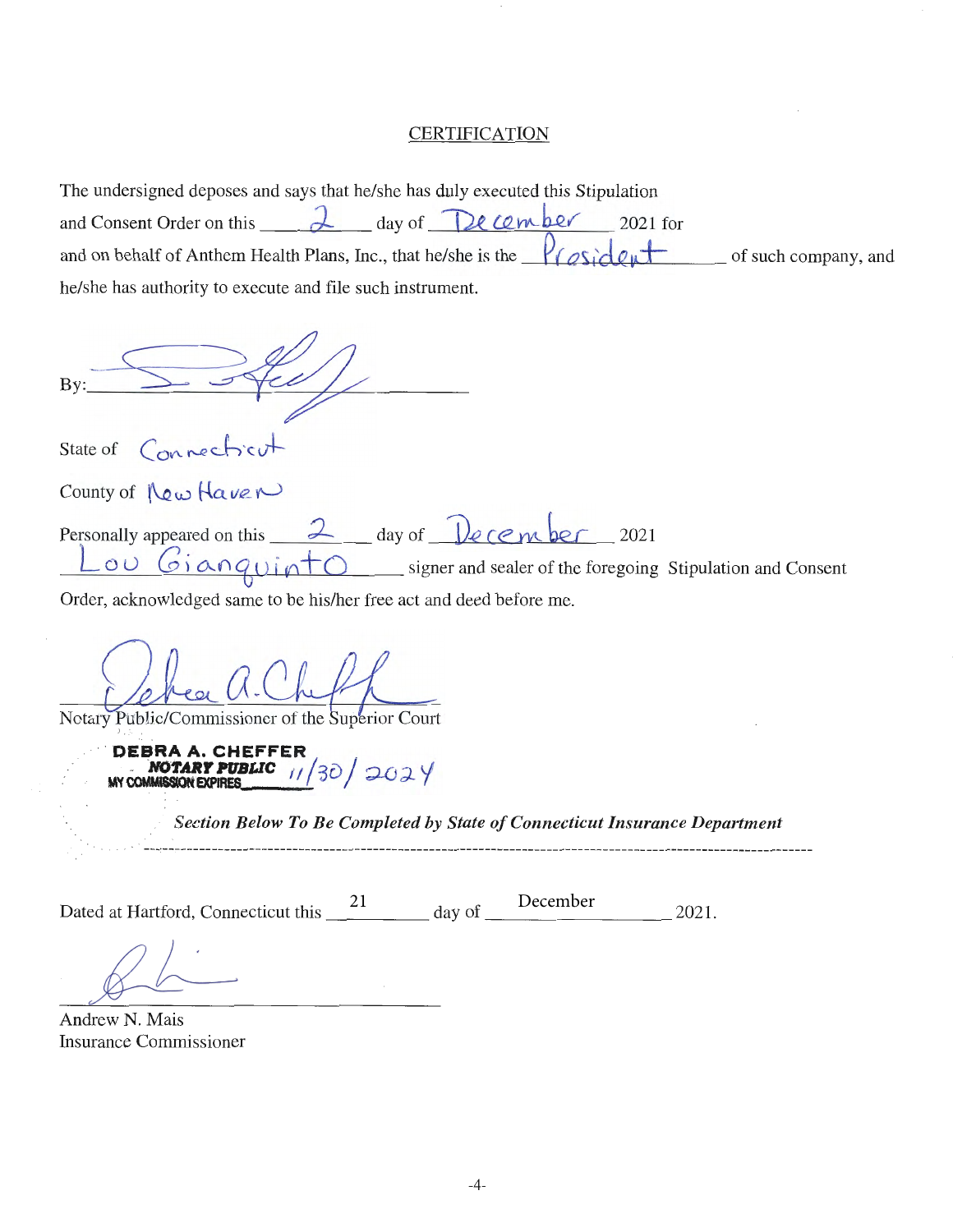## CERTIFICATION

The undersigned deposes and says that he/she has duly executed this Stipulation and Consent Order on this 2 day of December 2021 for and on behalf of Anthem Health Plans, Inc., that he/she is the President of such company, and he/she has authority to execute and file such instrument.

By: ____________________

State of Connecticut

County of New Haven

Personally appeared on this 2 day of December 2021

Lou Gianquinto signer and sealer of the foregoing Stipulation and Consent Order, acknowledged same to be his/her free act and deed before me.

____________________

Notary Public/Commissioner of the Superior Court

**DEBRA A. CHEFFER**
***NOTARY PUBLIC***
**MY COMMISSION EXPIRES** 11/30/2024

***Section Below To Be Completed by State of Connecticut Insurance Department***

---

Dated at Hartford, Connecticut this 21 day of December 2021.

____________________

Andrew N. Mais
Insurance Commissioner